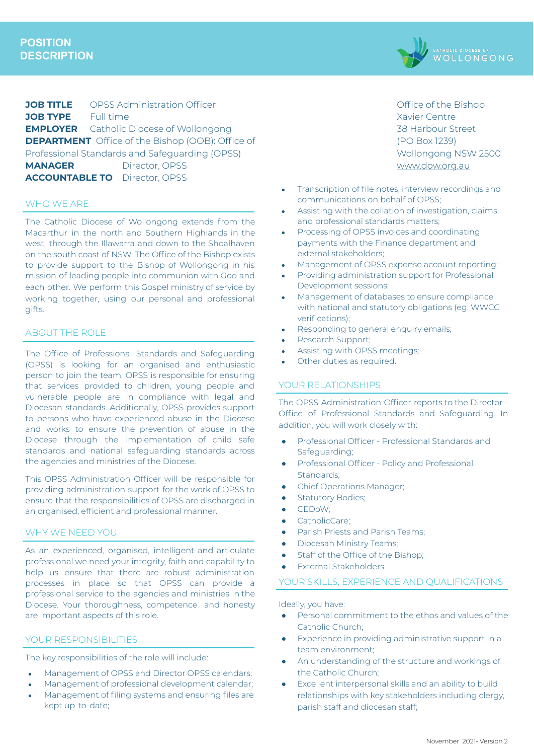# POSITION DESCRIPTION

**JOB TITLE** OPSS Administration Officer
**JOB TYPE** Full time
**EMPLOYER** Catholic Diocese of Wollongong
**DEPARTMENT** Office of the Bishop (OOB): Office of Professional Standards and Safeguarding (OPSS)
**MANAGER** Director, OPSS
**ACCOUNTABLE TO** Director, OPSS

Office of the Bishop
Xavier Centre
38 Harbour Street
(PO Box 1239)
Wollongong NSW 2500
www.dow.org.au

## WHO WE ARE

The Catholic Diocese of Wollongong extends from the Macarthur in the north and Southern Highlands in the west, through the Illawarra and down to the Shoalhaven on the south coast of NSW. The Office of the Bishop exists to provide support to the Bishop of Wollongong in his mission of leading people into communion with God and each other. We perform this Gospel ministry of service by working together, using our personal and professional gifts.

## ABOUT THE ROLE

The Office of Professional Standards and Safeguarding (OPSS) is looking for an organised and enthusiastic person to join the team. OPSS is responsible for ensuring that services provided to children, young people and vulnerable people are in compliance with legal and Diocesan standards. Additionally, OPSS provides support to persons who have experienced abuse in the Diocese and works to ensure the prevention of abuse in the Diocese through the implementation of child safe standards and national safeguarding standards across the agencies and ministries of the Diocese.

This OPSS Administration Officer will be responsible for providing administration support for the work of OPSS to ensure that the responsibilities of OPSS are discharged in an organised, efficient and professional manner.

## WHY WE NEED YOU

As an experienced, organised, intelligent and articulate professional we need your integrity, faith and capability to help us ensure that there are robust administration processes in place so that OPSS can provide a professional service to the agencies and ministries in the Diocese. Your thoroughness, competence and honesty are important aspects of this role.

## YOUR RESPONSIBILITIES

The key responsibilities of the role will include:

- Management of OPSS and Director OPSS calendars;
- Management of professional development calendar;
- Management of filing systems and ensuring files are kept up-to-date;
- Transcription of file notes, interview recordings and communications on behalf of OPSS;
- Assisting with the collation of investigation, claims and professional standards matters;
- Processing of OPSS invoices and coordinating payments with the Finance department and external stakeholders;
- Management of OPSS expense account reporting;
- Providing administration support for Professional Development sessions;
- Management of databases to ensure compliance with national and statutory obligations (eg. WWCC verifications);
- Responding to general enquiry emails;
- Research Support;
- Assisting with OPSS meetings;
- Other duties as required.

## YOUR RELATIONSHIPS

The OPSS Administration Officer reports to the Director - Office of Professional Standards and Safeguarding. In addition, you will work closely with:

- Professional Officer - Professional Standards and Safeguarding;
- Professional Officer - Policy and Professional Standards;
- Chief Operations Manager;
- Statutory Bodies;
- CEDoW;
- CatholicCare;
- Parish Priests and Parish Teams;
- Diocesan Ministry Teams;
- Staff of the Office of the Bishop;
- External Stakeholders.

## YOUR SKILLS, EXPERIENCE AND QUALIFICATIONS

Ideally, you have:

- Personal commitment to the ethos and values of the Catholic Church;
- Experience in providing administrative support in a team environment;
- An understanding of the structure and workings of the Catholic Church;
- Excellent interpersonal skills and an ability to build relationships with key stakeholders including clergy, parish staff and diocesan staff;

November 2021- Version 2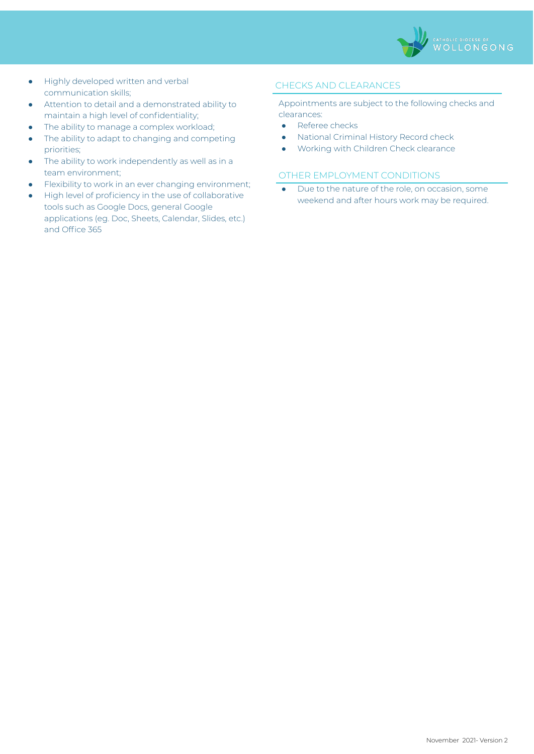- Highly developed written and verbal communication skills;
- Attention to detail and a demonstrated ability to maintain a high level of confidentiality;
- The ability to manage a complex workload;
- The ability to adapt to changing and competing priorities;
- The ability to work independently as well as in a team environment;
- Flexibility to work in an ever changing environment;
- High level of proficiency in the use of collaborative tools such as Google Docs, general Google applications (eg. Doc, Sheets, Calendar, Slides, etc.) and Office 365

## CHECKS AND CLEARANCES

Appointments are subject to the following checks and clearances:

- Referee checks
- National Criminal History Record check
- Working with Children Check clearance

## OTHER EMPLOYMENT CONDITIONS

- Due to the nature of the role, on occasion, some weekend and after hours work may be required.

November 2021- Version 2